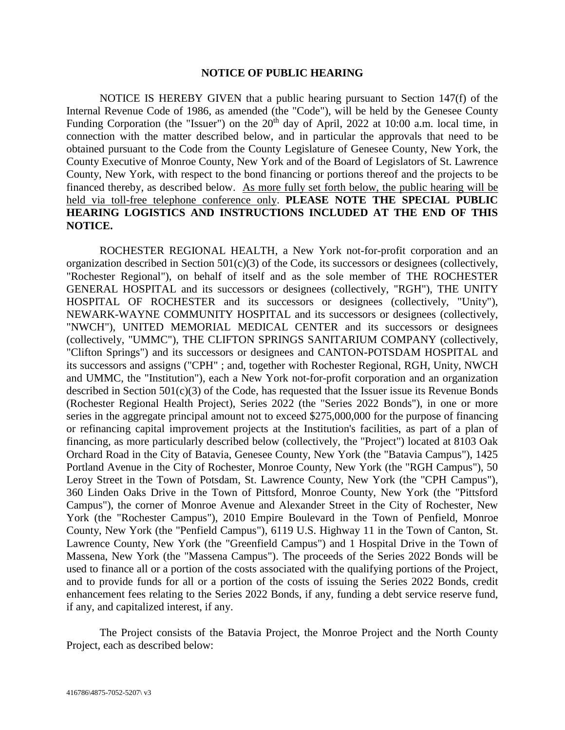## NOTICE OF PUBLIC HEARING

NOTICE IS HEREBY GIVEN that a public hearing pursuant to Section 147(f) of the Internal Revenue Code of 1986, as amended (the "Code"), will be held by the Genesee County Funding Corporation (the "Issuer") on the 20th day of April, 2022 at 10:00 a.m. local time, in connection with the matter described below, and in particular the approvals that need to be obtained pursuant to the Code from the County Legislature of Genesee County, New York, the County Executive of Monroe County, New York and of the Board of Legislators of St. Lawrence County, New York, with respect to the bond financing or portions thereof and the projects to be financed thereby, as described below. <u>As more fully set forth below, the public hearing will be held via toll-free telephone conference only</u>. **PLEASE NOTE THE SPECIAL PUBLIC HEARING LOGISTICS AND INSTRUCTIONS INCLUDED AT THE END OF THIS NOTICE.**

ROCHESTER REGIONAL HEALTH, a New York not-for-profit corporation and an organization described in Section 501(c)(3) of the Code, its successors or designees (collectively, "Rochester Regional"), on behalf of itself and as the sole member of THE ROCHESTER GENERAL HOSPITAL and its successors or designees (collectively, "RGH"), THE UNITY HOSPITAL OF ROCHESTER and its successors or designees (collectively, "Unity"), NEWARK-WAYNE COMMUNITY HOSPITAL and its successors or designees (collectively, "NWCH"), UNITED MEMORIAL MEDICAL CENTER and its successors or designees (collectively, "UMMC"), THE CLIFTON SPRINGS SANITARIUM COMPANY (collectively, "Clifton Springs") and its successors or designees and CANTON-POTSDAM HOSPITAL and its successors and assigns ("CPH" ; and, together with Rochester Regional, RGH, Unity, NWCH and UMMC, the "Institution"), each a New York not-for-profit corporation and an organization described in Section 501(c)(3) of the Code, has requested that the Issuer issue its Revenue Bonds (Rochester Regional Health Project), Series 2022 (the "Series 2022 Bonds"), in one or more series in the aggregate principal amount not to exceed $275,000,000 for the purpose of financing or refinancing capital improvement projects at the Institution's facilities, as part of a plan of financing, as more particularly described below (collectively, the "Project") located at 8103 Oak Orchard Road in the City of Batavia, Genesee County, New York (the "Batavia Campus"), 1425 Portland Avenue in the City of Rochester, Monroe County, New York (the "RGH Campus"), 50 Leroy Street in the Town of Potsdam, St. Lawrence County, New York (the "CPH Campus"), 360 Linden Oaks Drive in the Town of Pittsford, Monroe County, New York (the "Pittsford Campus"), the corner of Monroe Avenue and Alexander Street in the City of Rochester, New York (the "Rochester Campus"), 2010 Empire Boulevard in the Town of Penfield, Monroe County, New York (the "Penfield Campus"), 6119 U.S. Highway 11 in the Town of Canton, St. Lawrence County, New York (the "Greenfield Campus") and 1 Hospital Drive in the Town of Massena, New York (the "Massena Campus"). The proceeds of the Series 2022 Bonds will be used to finance all or a portion of the costs associated with the qualifying portions of the Project, and to provide funds for all or a portion of the costs of issuing the Series 2022 Bonds, credit enhancement fees relating to the Series 2022 Bonds, if any, funding a debt service reserve fund, if any, and capitalized interest, if any.

The Project consists of the Batavia Project, the Monroe Project and the North County Project, each as described below: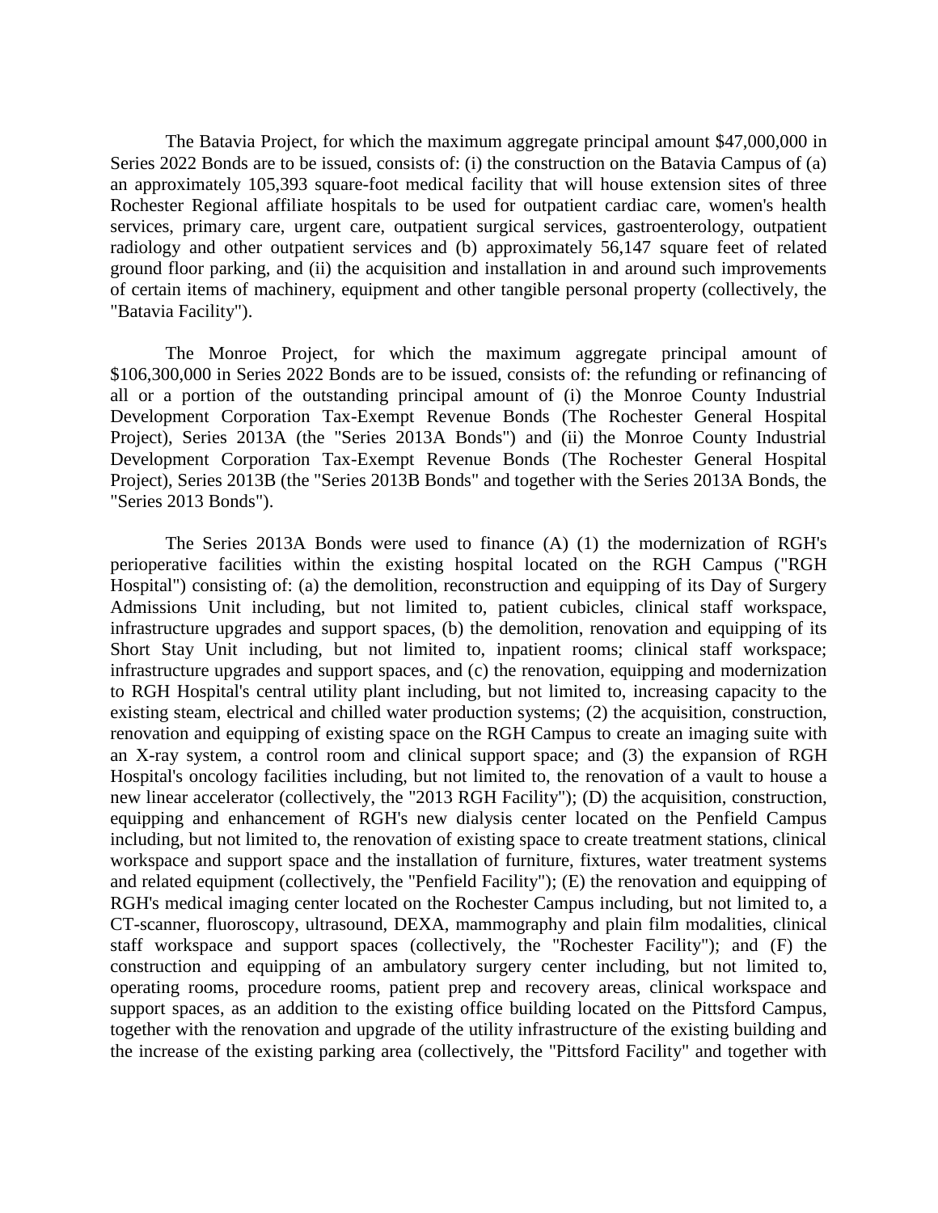The Batavia Project, for which the maximum aggregate principal amount $47,000,000 in Series 2022 Bonds are to be issued, consists of: (i) the construction on the Batavia Campus of (a) an approximately 105,393 square-foot medical facility that will house extension sites of three Rochester Regional affiliate hospitals to be used for outpatient cardiac care, women's health services, primary care, urgent care, outpatient surgical services, gastroenterology, outpatient radiology and other outpatient services and (b) approximately 56,147 square feet of related ground floor parking, and (ii) the acquisition and installation in and around such improvements of certain items of machinery, equipment and other tangible personal property (collectively, the "Batavia Facility").

The Monroe Project, for which the maximum aggregate principal amount of $106,300,000 in Series 2022 Bonds are to be issued, consists of: the refunding or refinancing of all or a portion of the outstanding principal amount of (i) the Monroe County Industrial Development Corporation Tax-Exempt Revenue Bonds (The Rochester General Hospital Project), Series 2013A (the "Series 2013A Bonds") and (ii) the Monroe County Industrial Development Corporation Tax-Exempt Revenue Bonds (The Rochester General Hospital Project), Series 2013B (the "Series 2013B Bonds" and together with the Series 2013A Bonds, the "Series 2013 Bonds").

The Series 2013A Bonds were used to finance (A) (1) the modernization of RGH's perioperative facilities within the existing hospital located on the RGH Campus ("RGH Hospital") consisting of: (a) the demolition, reconstruction and equipping of its Day of Surgery Admissions Unit including, but not limited to, patient cubicles, clinical staff workspace, infrastructure upgrades and support spaces, (b) the demolition, renovation and equipping of its Short Stay Unit including, but not limited to, inpatient rooms; clinical staff workspace; infrastructure upgrades and support spaces, and (c) the renovation, equipping and modernization to RGH Hospital's central utility plant including, but not limited to, increasing capacity to the existing steam, electrical and chilled water production systems; (2) the acquisition, construction, renovation and equipping of existing space on the RGH Campus to create an imaging suite with an X-ray system, a control room and clinical support space; and (3) the expansion of RGH Hospital's oncology facilities including, but not limited to, the renovation of a vault to house a new linear accelerator (collectively, the "2013 RGH Facility"); (D) the acquisition, construction, equipping and enhancement of RGH's new dialysis center located on the Penfield Campus including, but not limited to, the renovation of existing space to create treatment stations, clinical workspace and support space and the installation of furniture, fixtures, water treatment systems and related equipment (collectively, the "Penfield Facility"); (E) the renovation and equipping of RGH's medical imaging center located on the Rochester Campus including, but not limited to, a CT-scanner, fluoroscopy, ultrasound, DEXA, mammography and plain film modalities, clinical staff workspace and support spaces (collectively, the "Rochester Facility"); and (F) the construction and equipping of an ambulatory surgery center including, but not limited to, operating rooms, procedure rooms, patient prep and recovery areas, clinical workspace and support spaces, as an addition to the existing office building located on the Pittsford Campus, together with the renovation and upgrade of the utility infrastructure of the existing building and the increase of the existing parking area (collectively, the "Pittsford Facility" and together with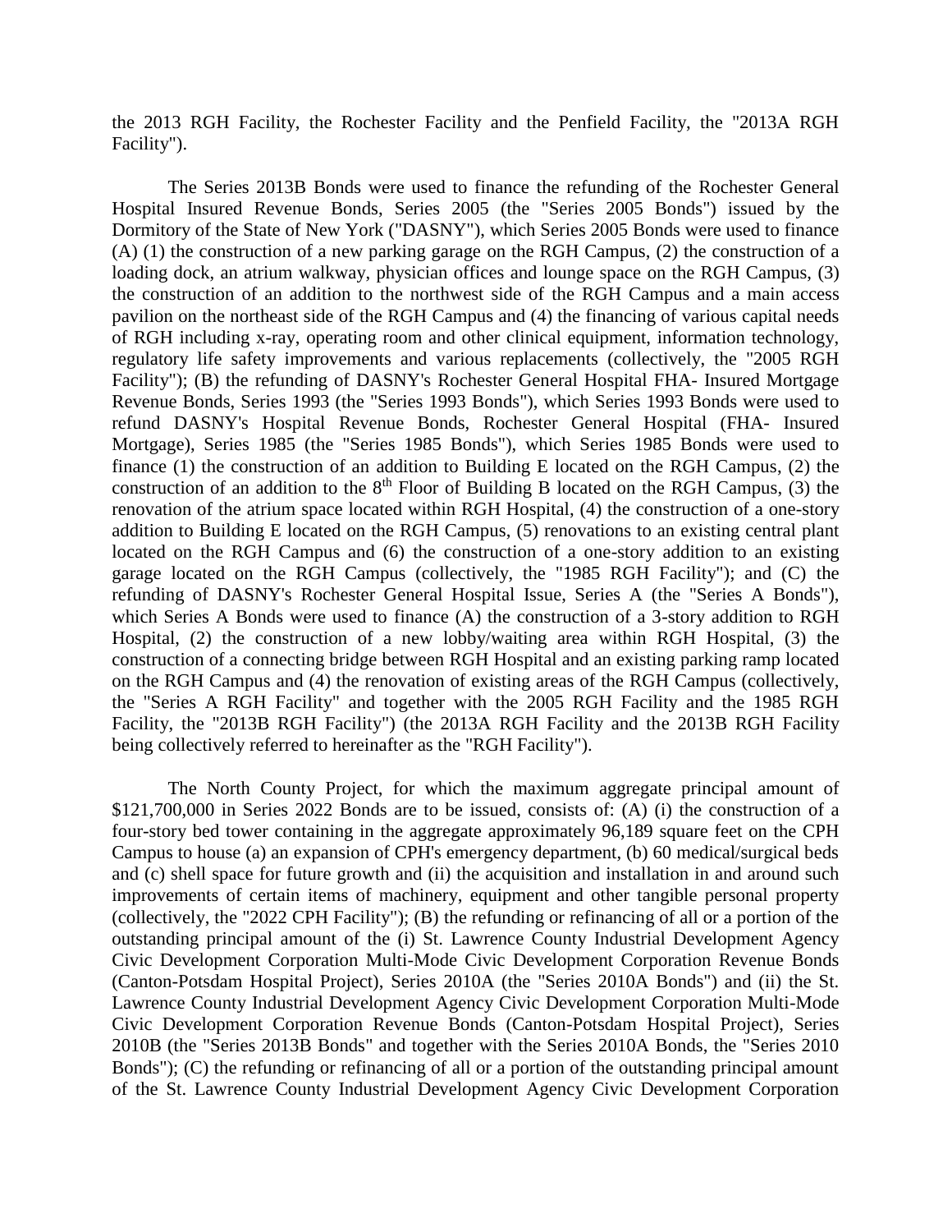the 2013 RGH Facility, the Rochester Facility and the Penfield Facility, the "2013A RGH Facility").

The Series 2013B Bonds were used to finance the refunding of the Rochester General Hospital Insured Revenue Bonds, Series 2005 (the "Series 2005 Bonds") issued by the Dormitory of the State of New York ("DASNY"), which Series 2005 Bonds were used to finance (A) (1) the construction of a new parking garage on the RGH Campus, (2) the construction of a loading dock, an atrium walkway, physician offices and lounge space on the RGH Campus, (3) the construction of an addition to the northwest side of the RGH Campus and a main access pavilion on the northeast side of the RGH Campus and (4) the financing of various capital needs of RGH including x-ray, operating room and other clinical equipment, information technology, regulatory life safety improvements and various replacements (collectively, the "2005 RGH Facility"); (B) the refunding of DASNY's Rochester General Hospital FHA- Insured Mortgage Revenue Bonds, Series 1993 (the "Series 1993 Bonds"), which Series 1993 Bonds were used to refund DASNY's Hospital Revenue Bonds, Rochester General Hospital (FHA- Insured Mortgage), Series 1985 (the "Series 1985 Bonds"), which Series 1985 Bonds were used to finance (1) the construction of an addition to Building E located on the RGH Campus, (2) the construction of an addition to the 8th Floor of Building B located on the RGH Campus, (3) the renovation of the atrium space located within RGH Hospital, (4) the construction of a one-story addition to Building E located on the RGH Campus, (5) renovations to an existing central plant located on the RGH Campus and (6) the construction of a one-story addition to an existing garage located on the RGH Campus (collectively, the "1985 RGH Facility"); and (C) the refunding of DASNY's Rochester General Hospital Issue, Series A (the "Series A Bonds"), which Series A Bonds were used to finance (A) the construction of a 3-story addition to RGH Hospital, (2) the construction of a new lobby/waiting area within RGH Hospital, (3) the construction of a connecting bridge between RGH Hospital and an existing parking ramp located on the RGH Campus and (4) the renovation of existing areas of the RGH Campus (collectively, the "Series A RGH Facility" and together with the 2005 RGH Facility and the 1985 RGH Facility, the "2013B RGH Facility") (the 2013A RGH Facility and the 2013B RGH Facility being collectively referred to hereinafter as the "RGH Facility").

The North County Project, for which the maximum aggregate principal amount of $121,700,000 in Series 2022 Bonds are to be issued, consists of: (A) (i) the construction of a four-story bed tower containing in the aggregate approximately 96,189 square feet on the CPH Campus to house (a) an expansion of CPH's emergency department, (b) 60 medical/surgical beds and (c) shell space for future growth and (ii) the acquisition and installation in and around such improvements of certain items of machinery, equipment and other tangible personal property (collectively, the "2022 CPH Facility"); (B) the refunding or refinancing of all or a portion of the outstanding principal amount of the (i) St. Lawrence County Industrial Development Agency Civic Development Corporation Multi-Mode Civic Development Corporation Revenue Bonds (Canton-Potsdam Hospital Project), Series 2010A (the "Series 2010A Bonds") and (ii) the St. Lawrence County Industrial Development Agency Civic Development Corporation Multi-Mode Civic Development Corporation Revenue Bonds (Canton-Potsdam Hospital Project), Series 2010B (the "Series 2013B Bonds" and together with the Series 2010A Bonds, the "Series 2010 Bonds"); (C) the refunding or refinancing of all or a portion of the outstanding principal amount of the St. Lawrence County Industrial Development Agency Civic Development Corporation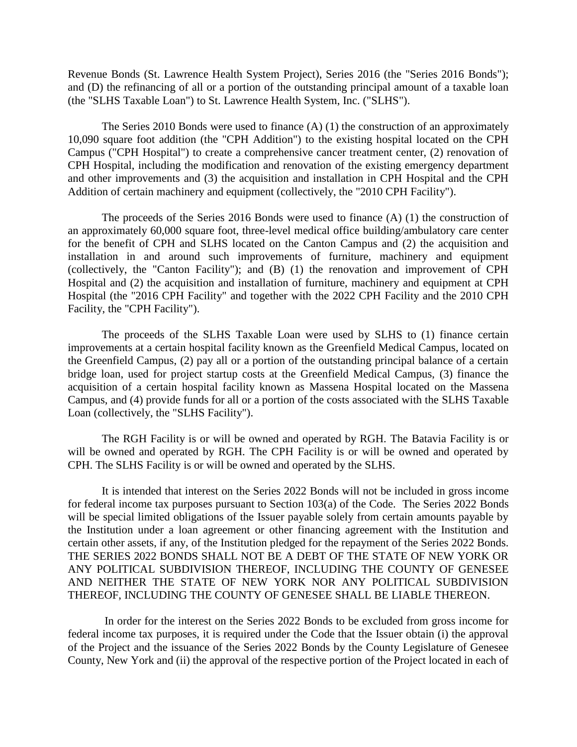Revenue Bonds (St. Lawrence Health System Project), Series 2016 (the "Series 2016 Bonds"); and (D) the refinancing of all or a portion of the outstanding principal amount of a taxable loan (the "SLHS Taxable Loan") to St. Lawrence Health System, Inc. ("SLHS").

The Series 2010 Bonds were used to finance (A) (1) the construction of an approximately 10,090 square foot addition (the "CPH Addition") to the existing hospital located on the CPH Campus ("CPH Hospital") to create a comprehensive cancer treatment center, (2) renovation of CPH Hospital, including the modification and renovation of the existing emergency department and other improvements and (3) the acquisition and installation in CPH Hospital and the CPH Addition of certain machinery and equipment (collectively, the "2010 CPH Facility").

The proceeds of the Series 2016 Bonds were used to finance (A) (1) the construction of an approximately 60,000 square foot, three-level medical office building/ambulatory care center for the benefit of CPH and SLHS located on the Canton Campus and (2) the acquisition and installation in and around such improvements of furniture, machinery and equipment (collectively, the "Canton Facility"); and (B) (1) the renovation and improvement of CPH Hospital and (2) the acquisition and installation of furniture, machinery and equipment at CPH Hospital (the "2016 CPH Facility" and together with the 2022 CPH Facility and the 2010 CPH Facility, the "CPH Facility").

The proceeds of the SLHS Taxable Loan were used by SLHS to (1) finance certain improvements at a certain hospital facility known as the Greenfield Medical Campus, located on the Greenfield Campus, (2) pay all or a portion of the outstanding principal balance of a certain bridge loan, used for project startup costs at the Greenfield Medical Campus, (3) finance the acquisition of a certain hospital facility known as Massena Hospital located on the Massena Campus, and (4) provide funds for all or a portion of the costs associated with the SLHS Taxable Loan (collectively, the "SLHS Facility").

The RGH Facility is or will be owned and operated by RGH. The Batavia Facility is or will be owned and operated by RGH. The CPH Facility is or will be owned and operated by CPH. The SLHS Facility is or will be owned and operated by the SLHS.

It is intended that interest on the Series 2022 Bonds will not be included in gross income for federal income tax purposes pursuant to Section 103(a) of the Code. The Series 2022 Bonds will be special limited obligations of the Issuer payable solely from certain amounts payable by the Institution under a loan agreement or other financing agreement with the Institution and certain other assets, if any, of the Institution pledged for the repayment of the Series 2022 Bonds. THE SERIES 2022 BONDS SHALL NOT BE A DEBT OF THE STATE OF NEW YORK OR ANY POLITICAL SUBDIVISION THEREOF, INCLUDING THE COUNTY OF GENESEE AND NEITHER THE STATE OF NEW YORK NOR ANY POLITICAL SUBDIVISION THEREOF, INCLUDING THE COUNTY OF GENESEE SHALL BE LIABLE THEREON.

In order for the interest on the Series 2022 Bonds to be excluded from gross income for federal income tax purposes, it is required under the Code that the Issuer obtain (i) the approval of the Project and the issuance of the Series 2022 Bonds by the County Legislature of Genesee County, New York and (ii) the approval of the respective portion of the Project located in each of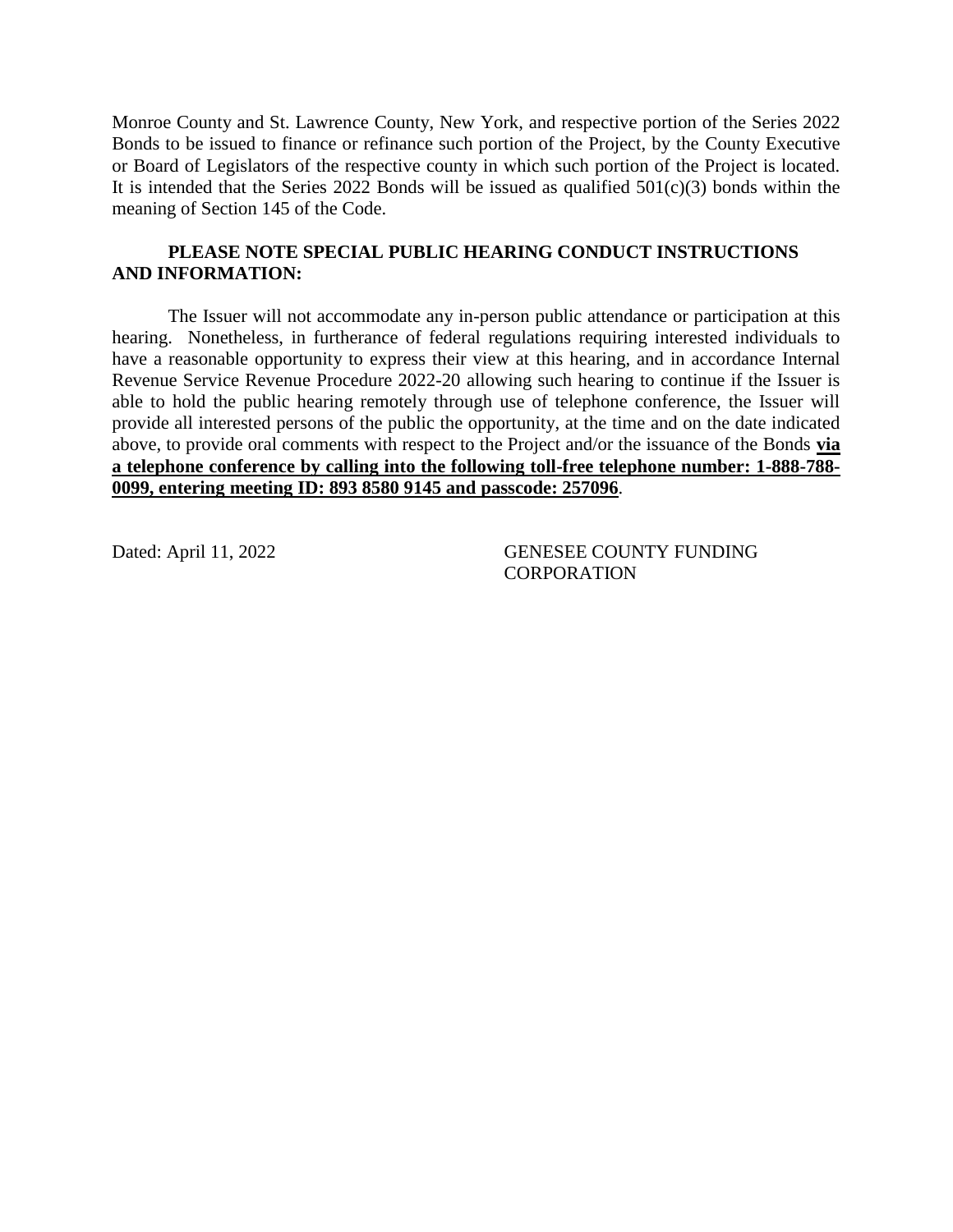Monroe County and St. Lawrence County, New York, and respective portion of the Series 2022 Bonds to be issued to finance or refinance such portion of the Project, by the County Executive or Board of Legislators of the respective county in which such portion of the Project is located. It is intended that the Series 2022 Bonds will be issued as qualified 501(c)(3) bonds within the meaning of Section 145 of the Code.

**PLEASE NOTE SPECIAL PUBLIC HEARING CONDUCT INSTRUCTIONS AND INFORMATION:**

The Issuer will not accommodate any in-person public attendance or participation at this hearing. Nonetheless, in furtherance of federal regulations requiring interested individuals to have a reasonable opportunity to express their view at this hearing, and in accordance Internal Revenue Service Revenue Procedure 2022-20 allowing such hearing to continue if the Issuer is able to hold the public hearing remotely through use of telephone conference, the Issuer will provide all interested persons of the public the opportunity, at the time and on the date indicated above, to provide oral comments with respect to the Project and/or the issuance of the Bonds **via a telephone conference by calling into the following toll-free telephone number: 1-888-788-0099, entering meeting ID: 893 8580 9145 and passcode: 257096**.

Dated: April 11, 2022

GENESEE COUNTY FUNDING CORPORATION